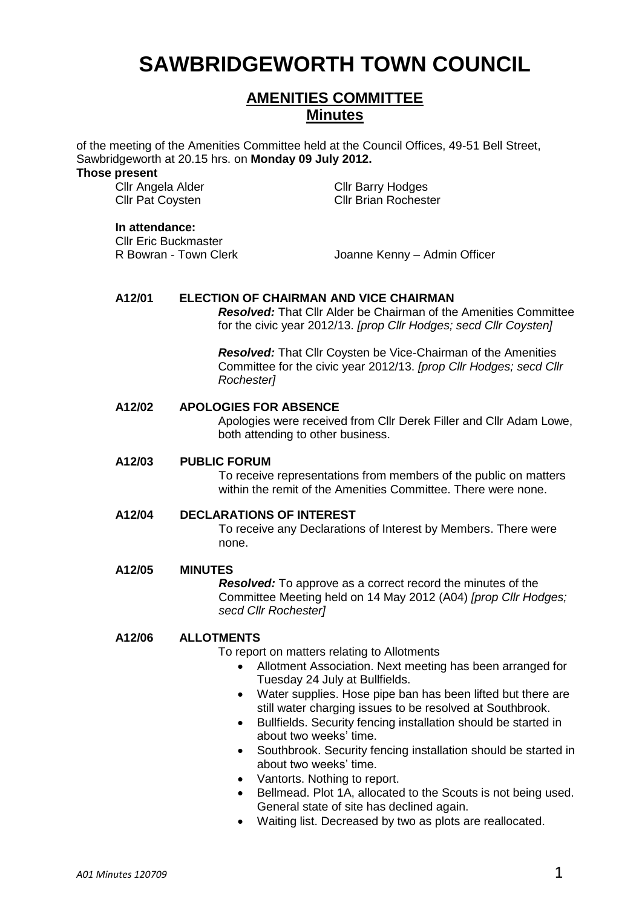# SAWBRIDGEWORTH TOWN COUNCIL

## AMENITIES COMMITTEE
## Minutes

of the meeting of the Amenities Committee held at the Council Offices, 49-51 Bell Street, Sawbridgeworth at 20.15 hrs. on **Monday 09 July 2012.**

**Those present**

Cllr Angela Alder
Cllr Barry Hodges
Cllr Pat Coysten
Cllr Brian Rochester

**In attendance:**

Cllr Eric Buckmaster
R Bowran - Town Clerk
Joanne Kenny – Admin Officer

**A12/01 ELECTION OF CHAIRMAN AND VICE CHAIRMAN**

***Resolved:*** That Cllr Alder be Chairman of the Amenities Committee for the civic year 2012/13. *[prop Cllr Hodges; secd Cllr Coysten]*

***Resolved:*** That Cllr Coysten be Vice-Chairman of the Amenities Committee for the civic year 2012/13. *[prop Cllr Hodges; secd Cllr Rochester]*

**A12/02 APOLOGIES FOR ABSENCE**

Apologies were received from Cllr Derek Filler and Cllr Adam Lowe, both attending to other business.

**A12/03 PUBLIC FORUM**

To receive representations from members of the public on matters within the remit of the Amenities Committee. There were none.

**A12/04 DECLARATIONS OF INTEREST**

To receive any Declarations of Interest by Members. There were none.

**A12/05 MINUTES**

***Resolved:*** To approve as a correct record the minutes of the Committee Meeting held on 14 May 2012 (A04) *[prop Cllr Hodges; secd Cllr Rochester]*

**A12/06 ALLOTMENTS**

To report on matters relating to Allotments

- Allotment Association. Next meeting has been arranged for Tuesday 24 July at Bullfields.
- Water supplies. Hose pipe ban has been lifted but there are still water charging issues to be resolved at Southbrook.
- Bullfields. Security fencing installation should be started in about two weeks' time.
- Southbrook. Security fencing installation should be started in about two weeks' time.
- Vantorts. Nothing to report.
- Bellmead. Plot 1A, allocated to the Scouts is not being used. General state of site has declined again.
- Waiting list. Decreased by two as plots are reallocated.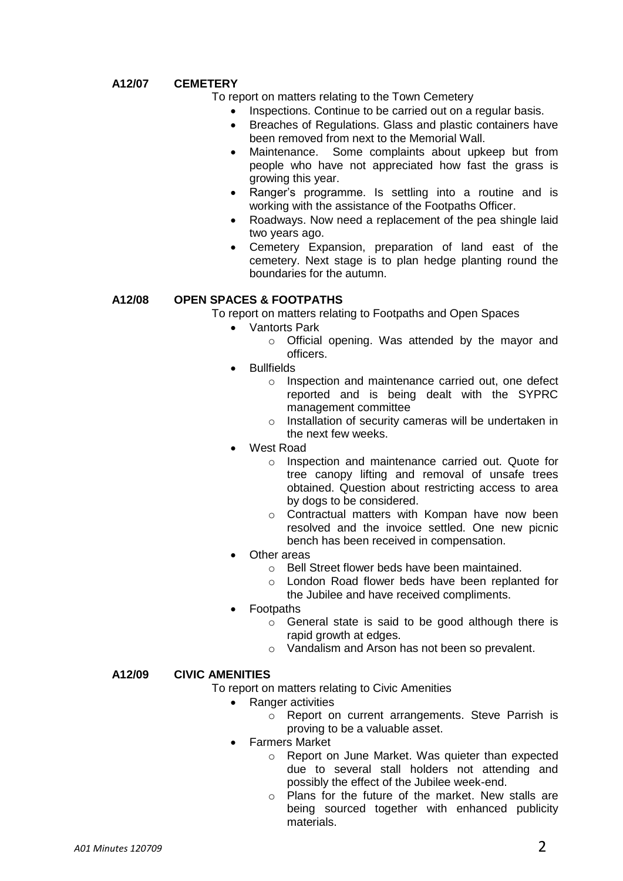**A12/07 CEMETERY**

To report on matters relating to the Town Cemetery

- Inspections. Continue to be carried out on a regular basis.
- Breaches of Regulations. Glass and plastic containers have been removed from next to the Memorial Wall.
- Maintenance. Some complaints about upkeep but from people who have not appreciated how fast the grass is growing this year.
- Ranger's programme. Is settling into a routine and is working with the assistance of the Footpaths Officer.
- Roadways. Now need a replacement of the pea shingle laid two years ago.
- Cemetery Expansion, preparation of land east of the cemetery. Next stage is to plan hedge planting round the boundaries for the autumn.

**A12/08 OPEN SPACES & FOOTPATHS**

To report on matters relating to Footpaths and Open Spaces

- Vantorts Park
  - Official opening. Was attended by the mayor and officers.
- Bullfields
  - Inspection and maintenance carried out, one defect reported and is being dealt with the SYPRC management committee
  - Installation of security cameras will be undertaken in the next few weeks.
- West Road
  - Inspection and maintenance carried out. Quote for tree canopy lifting and removal of unsafe trees obtained. Question about restricting access to area by dogs to be considered.
  - Contractual matters with Kompan have now been resolved and the invoice settled. One new picnic bench has been received in compensation.
- Other areas
  - Bell Street flower beds have been maintained.
  - London Road flower beds have been replanted for the Jubilee and have received compliments.
- Footpaths
  - General state is said to be good although there is rapid growth at edges.
  - Vandalism and Arson has not been so prevalent.

**A12/09 CIVIC AMENITIES**

To report on matters relating to Civic Amenities

- Ranger activities
  - Report on current arrangements. Steve Parrish is proving to be a valuable asset.
- Farmers Market
  - Report on June Market. Was quieter than expected due to several stall holders not attending and possibly the effect of the Jubilee week-end.
  - Plans for the future of the market. New stalls are being sourced together with enhanced publicity materials.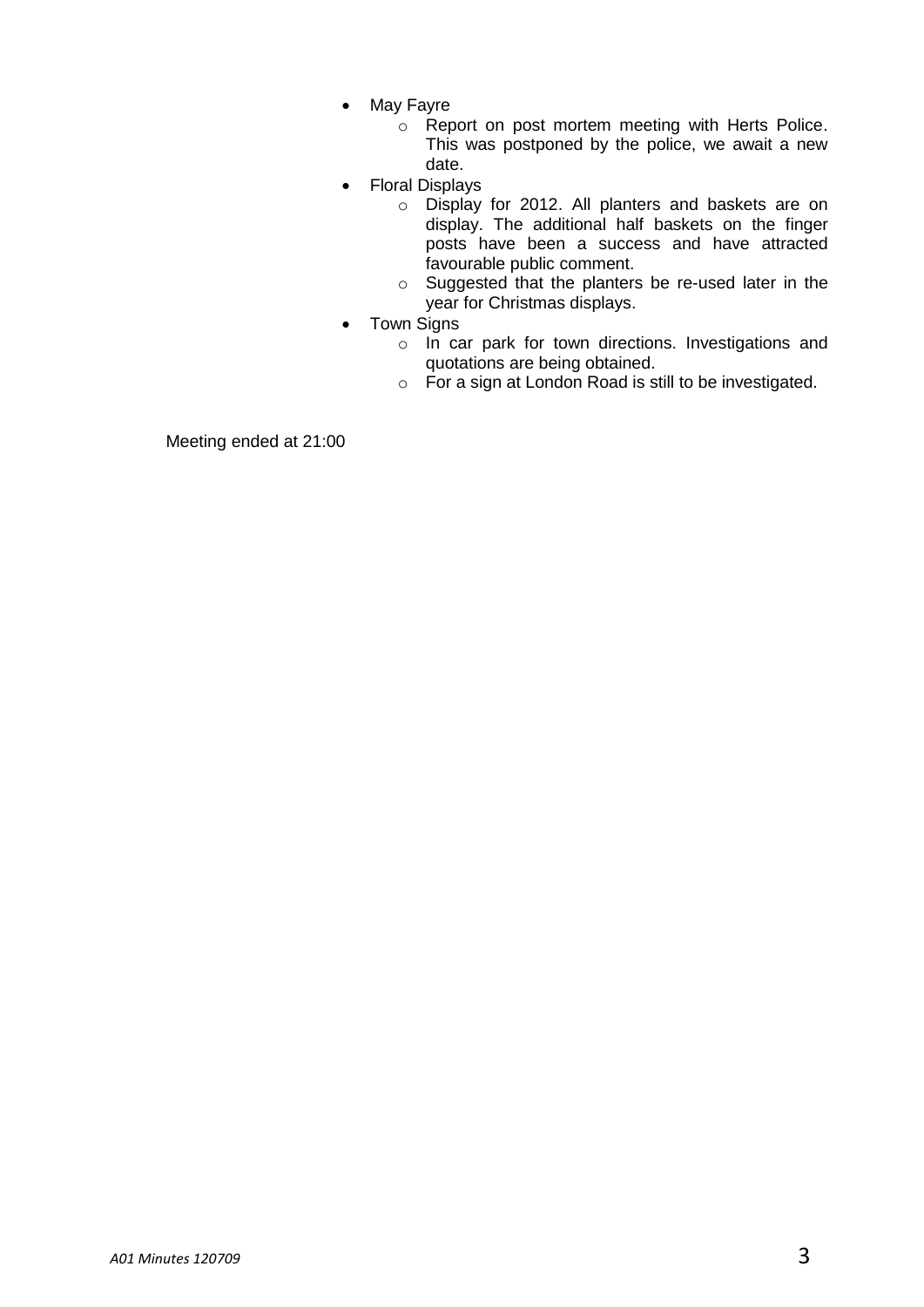- May Fayre
  - Report on post mortem meeting with Herts Police. This was postponed by the police, we await a new date.
- Floral Displays
  - Display for 2012. All planters and baskets are on display. The additional half baskets on the finger posts have been a success and have attracted favourable public comment.
  - Suggested that the planters be re-used later in the year for Christmas displays.
- Town Signs
  - In car park for town directions. Investigations and quotations are being obtained.
  - For a sign at London Road is still to be investigated.

Meeting ended at 21:00